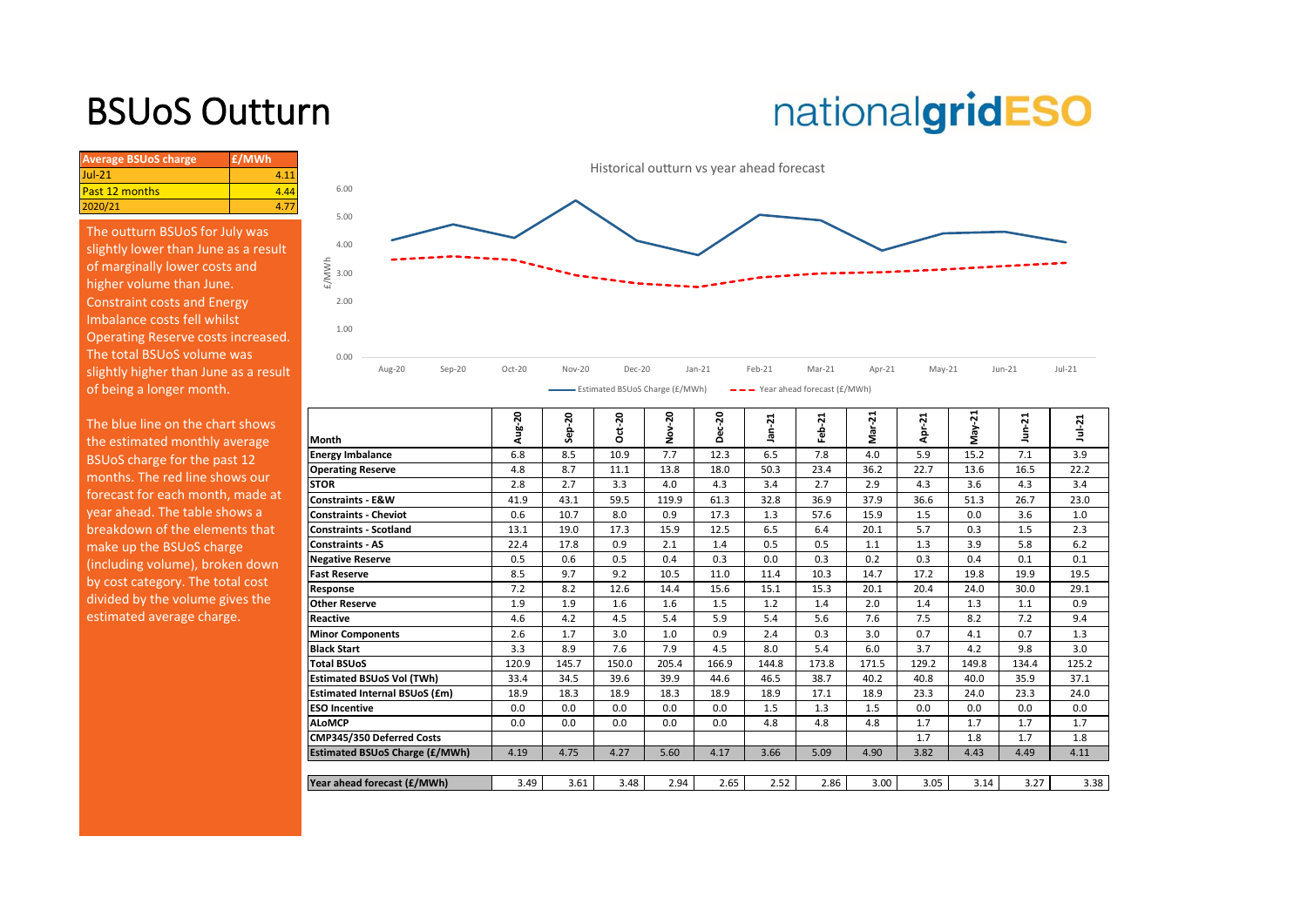# BSUoS Outturn

nationalgridESO

| Average BSUoS charge | £/MWh |
|---|---|
| Jul-21 | 4.11 |
| Past 12 months | 4.44 |
| 2020/21 | 4.77 |

The outturn BSUoS for July was slightly lower than June as a result of marginally lower costs and higher volume than June. Constraint costs and Energy Imbalance costs fell whilst Operating Reserve costs increased. The total BSUoS volume was slightly higher than June as a result of being a longer month.

The blue line on the chart shows the estimated monthly average BSUoS charge for the past 12 months. The red line shows our forecast for each month, made at year ahead. The table shows a breakdown of the elements that make up the BSUoS charge (including volume), broken down by cost category. The total cost divided by the volume gives the estimated average charge.

Historical outturn vs year ahead forecast

(Chart: £/MWh, Aug-20 to Jul-21; legend: Estimated BSUoS Charge (£/MWh), Year ahead forecast (£/MWh))

| Month | Aug-20 | Sep-20 | Oct-20 | Nov-20 | Dec-20 | Jan-21 | Feb-21 | Mar-21 | Apr-21 | May-21 | Jun-21 | Jul-21 |
|---|---|---|---|---|---|---|---|---|---|---|---|---|
| **Energy Imbalance** | 6.8 | 8.5 | 10.9 | 7.7 | 12.3 | 6.5 | 7.8 | 4.0 | 5.9 | 15.2 | 7.1 | 3.9 |
| **Operating Reserve** | 4.8 | 8.7 | 11.1 | 13.8 | 18.0 | 50.3 | 23.4 | 36.2 | 22.7 | 13.6 | 16.5 | 22.2 |
| **STOR** | 2.8 | 2.7 | 3.3 | 4.0 | 4.3 | 3.4 | 2.7 | 2.9 | 4.3 | 3.6 | 4.3 | 3.4 |
| **Constraints - E&W** | 41.9 | 43.1 | 59.5 | 119.9 | 61.3 | 32.8 | 36.9 | 37.9 | 36.6 | 51.3 | 26.7 | 23.0 |
| **Constraints - Cheviot** | 0.6 | 10.7 | 8.0 | 0.9 | 17.3 | 1.3 | 57.6 | 15.9 | 1.5 | 0.0 | 3.6 | 1.0 |
| **Constraints - Scotland** | 13.1 | 19.0 | 17.3 | 15.9 | 12.5 | 6.5 | 6.4 | 20.1 | 5.7 | 0.3 | 1.5 | 2.3 |
| **Constraints - AS** | 22.4 | 17.8 | 0.9 | 2.1 | 1.4 | 0.5 | 0.5 | 1.1 | 1.3 | 3.9 | 5.8 | 6.2 |
| **Negative Reserve** | 0.5 | 0.6 | 0.5 | 0.4 | 0.3 | 0.0 | 0.3 | 0.2 | 0.3 | 0.4 | 0.1 | 0.1 |
| **Fast Reserve** | 8.5 | 9.7 | 9.2 | 10.5 | 11.0 | 11.4 | 10.3 | 14.7 | 17.2 | 19.8 | 19.9 | 19.5 |
| **Response** | 7.2 | 8.2 | 12.6 | 14.4 | 15.6 | 15.1 | 15.3 | 20.1 | 20.4 | 24.0 | 30.0 | 29.1 |
| **Other Reserve** | 1.9 | 1.9 | 1.6 | 1.6 | 1.5 | 1.2 | 1.4 | 2.0 | 1.4 | 1.3 | 1.1 | 0.9 |
| **Reactive** | 4.6 | 4.2 | 4.5 | 5.4 | 5.9 | 5.4 | 5.6 | 7.6 | 7.5 | 8.2 | 7.2 | 9.4 |
| **Minor Components** | 2.6 | 1.7 | 3.0 | 1.0 | 0.9 | 2.4 | 0.3 | 3.0 | 0.7 | 4.1 | 0.7 | 1.3 |
| **Black Start** | 3.3 | 8.9 | 7.6 | 7.9 | 4.5 | 8.0 | 5.4 | 6.0 | 3.7 | 4.2 | 9.8 | 3.0 |
| **Total BSUoS** | 120.9 | 145.7 | 150.0 | 205.4 | 166.9 | 144.8 | 173.8 | 171.5 | 129.2 | 149.8 | 134.4 | 125.2 |
| **Estimated BSUoS Vol (TWh)** | 33.4 | 34.5 | 39.6 | 39.9 | 44.6 | 46.5 | 38.7 | 40.2 | 40.8 | 40.0 | 35.9 | 37.1 |
| **Estimated Internal BSUoS (£m)** | 18.9 | 18.3 | 18.9 | 18.3 | 18.9 | 18.9 | 17.1 | 18.9 | 23.3 | 24.0 | 23.3 | 24.0 |
| **ESO Incentive** | 0.0 | 0.0 | 0.0 | 0.0 | 0.0 | 1.5 | 1.3 | 1.5 | 0.0 | 0.0 | 0.0 | 0.0 |
| **ALoMCP** | 0.0 | 0.0 | 0.0 | 0.0 | 0.0 | 4.8 | 4.8 | 4.8 | 1.7 | 1.7 | 1.7 | 1.7 |
| **CMP345/350 Deferred Costs** | | | | | | | | | 1.7 | 1.8 | 1.7 | 1.8 |
| **Estimated BSUoS Charge (£/MWh)** | 4.19 | 4.75 | 4.27 | 5.60 | 4.17 | 3.66 | 5.09 | 4.90 | 3.82 | 4.43 | 4.49 | 4.11 |
| | | | | | | | | | | | | |
| **Year ahead forecast (£/MWh)** | 3.49 | 3.61 | 3.48 | 2.94 | 2.65 | 2.52 | 2.86 | 3.00 | 3.05 | 3.14 | 3.27 | 3.38 |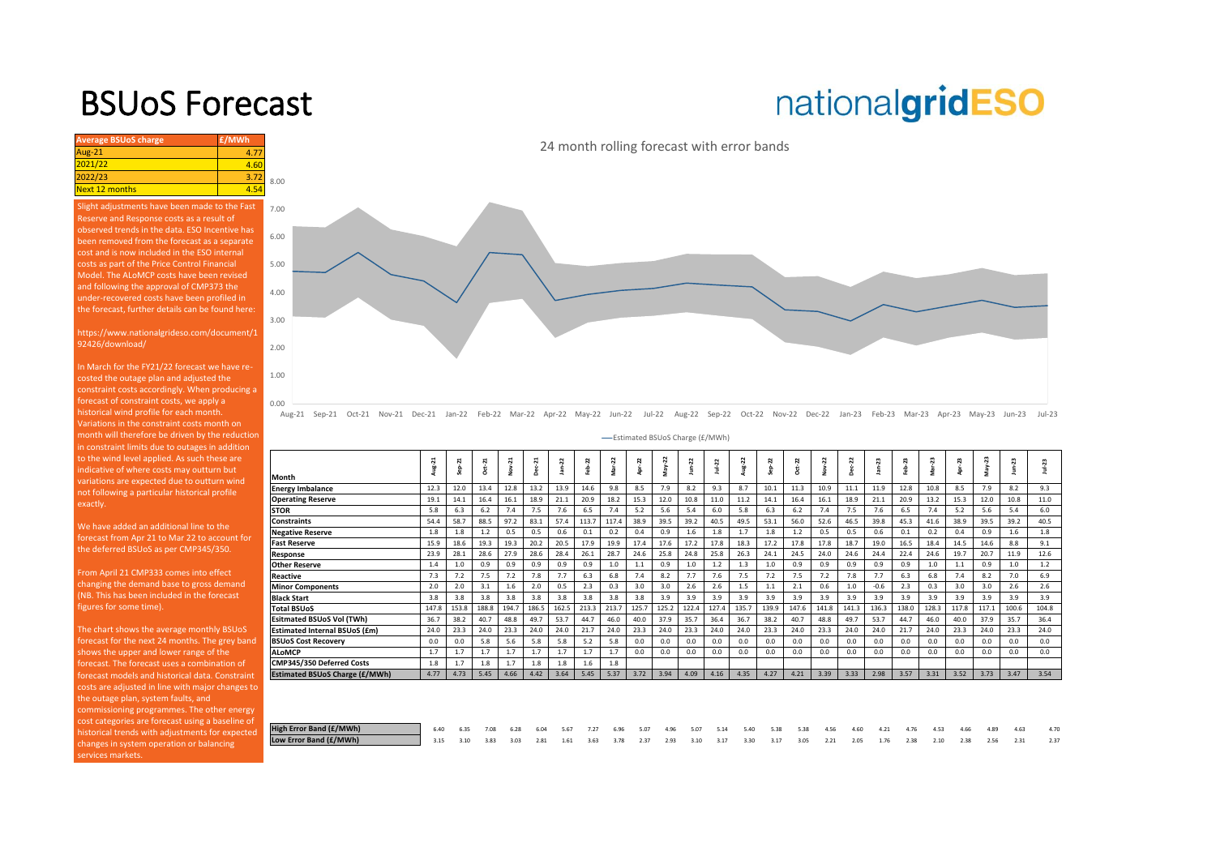# BSUoS Forecast

| Average BSUoS charge | £/MWh |
|---|---|
| Aug-21 | 4.77 |
| 2021/22 | 4.60 |
| 2022/23 | 3.72 |
| Next 12 months | 4.54 |

Slight adjustments have been made to the Fast Reserve and Response costs as a result of observed trends in the data. ESO Incentive has been removed from the forecast as a separate cost and is now included in the ESO internal costs as part of the Price Control Financial Model. The ALoMCP costs have been revised and following the approval of CMP373 the under-recovered costs have been profiled in the forecast, further details can be found here:

https://www.nationalgrideso.com/document/192426/download/

In March for the FY21/22 forecast we have re-costed the outage plan and adjusted the constraint costs accordingly. When producing a forecast of constraint costs, we apply a historical wind profile for each month. Variations in the constraint costs month on month will therefore be driven by the reduction in constraint limits due to outages in addition to the wind level applied. As such these are indicative of where costs may outturn but variations are expected due to outturn wind not following a particular historical profile exactly.

We have added an additional line to the forecast from Apr 21 to Mar 22 to account for the deferred BSUoS as per CMP345/350.

From April 21 CMP333 comes into effect changing the demand base to gross demand (NB. This has been included in the forecast figures for some time).

The chart shows the average monthly BSUoS forecast for the next 24 months. The grey band shows the upper and lower range of the forecast. The forecast uses a combination of forecast models and historical data. Constraint costs are adjusted in line with major changes to the outage plan, system faults, and commissioning programmes. The other energy cost categories are forecast using a baseline of historical trends with adjustments for expected changes in system operation or balancing services markets.

24 month rolling forecast with error bands

| Month | Aug-21 | Sep-21 | Oct-21 | Nov-21 | Dec-21 | Jan-22 | Feb-22 | Mar-22 | Apr-22 | May-22 | Jun-22 | Jul-22 | Aug-22 | Sep-22 | Oct-22 | Nov-22 | Dec-22 | Jan-23 | Feb-23 | Mar-23 | Apr-23 | May-23 | Jun-23 | Jul-23 |
|---|---|---|---|---|---|---|---|---|---|---|---|---|---|---|---|---|---|---|---|---|---|---|---|---|
| Energy Imbalance | 12.3 | 12.0 | 13.4 | 12.8 | 13.2 | 13.9 | 14.6 | 9.8 | 8.5 | 7.9 | 8.2 | 9.3 | 8.7 | 10.1 | 11.3 | 10.9 | 11.1 | 11.9 | 12.8 | 10.8 | 8.5 | 7.9 | 8.2 | 9.3 |
| Operating Reserve | 19.1 | 14.1 | 16.4 | 16.1 | 18.9 | 21.1 | 20.9 | 18.2 | 15.3 | 12.0 | 10.8 | 11.0 | 11.2 | 14.1 | 16.4 | 16.1 | 18.9 | 21.1 | 20.9 | 13.2 | 15.3 | 12.0 | 10.8 | 11.0 |
| STOR | 5.8 | 6.3 | 6.2 | 7.4 | 7.5 | 7.6 | 6.5 | 7.4 | 5.2 | 5.6 | 5.4 | 6.0 | 5.8 | 6.3 | 6.2 | 7.4 | 7.5 | 7.6 | 6.5 | 7.4 | 5.2 | 5.6 | 5.4 | 6.0 |
| Constraints | 54.4 | 58.7 | 88.5 | 97.2 | 83.1 | 57.4 | 113.7 | 117.4 | 38.9 | 39.5 | 39.2 | 40.5 | 49.5 | 53.1 | 56.0 | 52.6 | 46.5 | 39.8 | 45.3 | 41.6 | 38.9 | 39.5 | 39.2 | 40.5 |
| Negative Reserve | 1.8 | 1.8 | 1.2 | 0.5 | 0.5 | 0.6 | 0.1 | 0.2 | 0.4 | 0.9 | 1.6 | 1.8 | 1.7 | 1.8 | 1.2 | 0.5 | 0.5 | 0.6 | 0.1 | 0.2 | 0.4 | 0.9 | 1.6 | 1.8 |
| Fast Reserve | 15.9 | 18.6 | 19.3 | 19.3 | 20.2 | 20.5 | 17.9 | 19.9 | 17.4 | 17.6 | 17.2 | 17.8 | 18.3 | 17.2 | 17.8 | 17.8 | 18.7 | 19.0 | 16.5 | 18.4 | 14.5 | 14.6 | 8.8 | 9.1 |
| Response | 23.9 | 28.1 | 28.6 | 27.9 | 28.6 | 28.4 | 26.1 | 28.7 | 24.6 | 25.8 | 24.8 | 25.8 | 26.3 | 24.1 | 24.5 | 24.0 | 24.6 | 24.4 | 22.4 | 24.6 | 19.7 | 20.7 | 11.9 | 12.6 |
| Other Reserve | 1.4 | 1.0 | 0.9 | 0.9 | 0.9 | 0.9 | 0.9 | 1.0 | 1.1 | 0.9 | 1.0 | 1.2 | 1.3 | 1.0 | 0.9 | 0.9 | 0.9 | 0.9 | 0.9 | 1.0 | 1.1 | 0.9 | 1.0 | 1.2 |
| Reactive | 7.3 | 7.2 | 7.5 | 7.2 | 7.8 | 7.7 | 6.3 | 6.8 | 7.4 | 8.2 | 7.7 | 7.6 | 7.5 | 7.2 | 7.5 | 7.2 | 7.8 | 7.7 | 6.3 | 6.8 | 7.4 | 8.2 | 7.0 | 6.9 |
| Minor Components | 2.0 | 2.0 | 3.1 | 1.6 | 2.0 | 0.5 | 2.3 | 0.3 | 3.0 | 3.0 | 2.6 | 2.6 | 1.5 | 1.1 | 2.1 | 0.6 | 1.0 | -0.6 | 2.3 | 0.3 | 3.0 | 3.0 | 2.6 | 2.6 |
| Black Start | 3.8 | 3.8 | 3.8 | 3.8 | 3.8 | 3.8 | 3.8 | 3.8 | 3.8 | 3.9 | 3.9 | 3.9 | 3.9 | 3.9 | 3.9 | 3.9 | 3.9 | 3.9 | 3.9 | 3.9 | 3.9 | 3.9 | 3.9 | 3.9 |
| Total BSUoS | 147.8 | 153.8 | 188.8 | 194.7 | 186.5 | 162.5 | 213.3 | 213.7 | 125.7 | 125.2 | 122.4 | 127.4 | 135.7 | 139.9 | 147.6 | 141.8 | 141.3 | 136.3 | 138.0 | 128.3 | 117.8 | 117.1 | 100.6 | 104.8 |
| Esitmated BSUoS Vol (TWh) | 36.7 | 38.2 | 40.7 | 48.8 | 49.7 | 53.7 | 44.7 | 46.0 | 40.0 | 37.9 | 35.7 | 36.4 | 36.7 | 38.2 | 40.7 | 48.8 | 49.7 | 53.7 | 44.7 | 46.0 | 40.0 | 37.9 | 35.7 | 36.4 |
| Estimated Internal BSUoS (£m) | 24.0 | 23.3 | 24.0 | 23.3 | 24.0 | 24.0 | 21.7 | 24.0 | 23.3 | 24.0 | 23.3 | 24.0 | 24.0 | 23.3 | 24.0 | 23.3 | 24.0 | 24.0 | 21.7 | 24.0 | 23.3 | 24.0 | 23.3 | 24.0 |
| BSUoS Cost Recovery | 0.0 | 0.0 | 5.8 | 5.6 | 5.8 | 5.8 | 5.2 | 5.8 | 0.0 | 0.0 | 0.0 | 0.0 | 0.0 | 0.0 | 0.0 | 0.0 | 0.0 | 0.0 | 0.0 | 0.0 | 0.0 | 0.0 | 0.0 | 0.0 |
| ALoMCP | 1.7 | 1.7 | 1.7 | 1.7 | 1.7 | 1.7 | 1.7 | 1.7 | 0.0 | 0.0 | 0.0 | 0.0 | 0.0 | 0.0 | 0.0 | 0.0 | 0.0 | 0.0 | 0.0 | 0.0 | 0.0 | 0.0 | 0.0 | 0.0 |
| CMP345/350 Deferred Costs | 1.8 | 1.7 | 1.8 | 1.7 | 1.8 | 1.8 | 1.6 | 1.8 | | | | | | | | | | | | | | | | |
| Estimated BSUoS Charge (£/MWh) | 4.77 | 4.73 | 5.45 | 4.66 | 4.42 | 3.64 | 5.45 | 5.37 | 3.72 | 3.94 | 4.09 | 4.16 | 4.35 | 4.27 | 4.21 | 3.39 | 3.33 | 2.98 | 3.57 | 3.31 | 3.52 | 3.73 | 3.47 | 3.54 |

| | Aug-21 | Sep-21 | Oct-21 | Nov-21 | Dec-21 | Jan-22 | Feb-22 | Mar-22 | Apr-22 | May-22 | Jun-22 | Jul-22 | Aug-22 | Sep-22 | Oct-22 | Nov-22 | Dec-22 | Jan-23 | Feb-23 | Mar-23 | Apr-23 | May-23 | Jun-23 | Jul-23 |
|---|---|---|---|---|---|---|---|---|---|---|---|---|---|---|---|---|---|---|---|---|---|---|---|---|
| High Error Band (£/MWh) | 6.40 | 6.35 | 7.08 | 6.28 | 6.04 | 5.67 | 7.27 | 6.96 | 5.07 | 4.96 | 5.07 | 5.14 | 5.40 | 5.38 | 5.38 | 4.56 | 4.60 | 4.21 | 4.76 | 4.53 | 4.66 | 4.89 | 4.63 | 4.70 |
| Low Error Band (£/MWh) | 3.15 | 3.10 | 3.83 | 3.03 | 2.81 | 1.61 | 3.63 | 3.78 | 2.37 | 2.93 | 3.10 | 3.17 | 3.30 | 3.17 | 3.05 | 2.21 | 2.05 | 1.76 | 2.38 | 2.10 | 2.38 | 2.56 | 2.31 | 2.37 |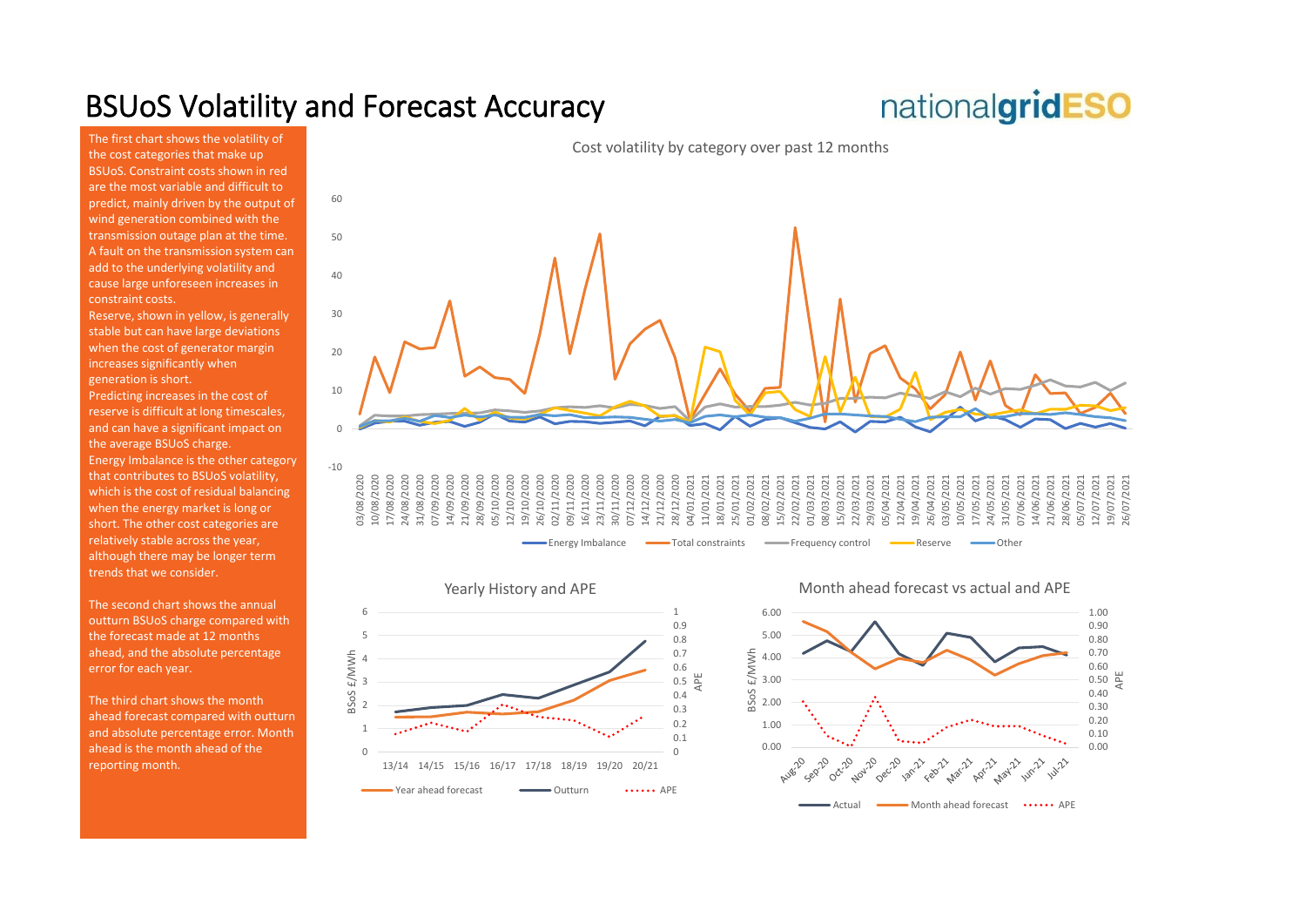# BSUoS Volatility and Forecast Accuracy

nationalgridESO

The first chart shows the volatility of the cost categories that make up BSUoS. Constraint costs shown in red are the most variable and difficult to predict, mainly driven by the output of wind generation combined with the transmission outage plan at the time. A fault on the transmission system can add to the underlying volatility and cause large unforeseen increases in constraint costs.

Reserve, shown in yellow, is generally stable but can have large deviations when the cost of generator margin increases significantly when generation is short.

Predicting increases in the cost of reserve is difficult at long timescales, and can have a significant impact on the average BSUoS charge.

Energy Imbalance is the other category that contributes to BSUoS volatility, which is the cost of residual balancing when the energy market is long or short. The other cost categories are relatively stable across the year, although there may be longer term trends that we consider.

The second chart shows the annual outturn BSUoS charge compared with the forecast made at 12 months ahead, and the absolute percentage error for each year.

The third chart shows the month ahead forecast compared with outturn and absolute percentage error. Month ahead is the month ahead of the reporting month.

Cost volatility by category over past 12 months

60
50
40
30
20
10
0
-10

03/08/2020 10/08/2020 17/08/2020 24/08/2020 31/08/2020 07/09/2020 14/09/2020 21/09/2020 28/09/2020 05/10/2020 12/10/2020 19/10/2020 26/10/2020 02/11/2020 09/11/2020 16/11/2020 23/11/2020 30/11/2020 07/12/2020 14/12/2020 21/12/2020 28/12/2020 04/01/2021 11/01/2021 18/01/2021 25/01/2021 01/02/2021 08/02/2021 15/02/2021 22/02/2021 01/03/2021 08/03/2021 15/03/2021 22/03/2021 29/03/2021 05/04/2021 12/04/2021 19/04/2021 26/04/2021 03/05/2021 10/05/2021 17/05/2021 24/05/2021 31/05/2021 07/06/2021 14/06/2021 21/06/2021 28/06/2021 05/07/2021 12/07/2021 19/07/2021 26/07/2021

Energy Imbalance — Total constraints — Frequency control — Reserve — Other

Yearly History and APE

BSoS £/MWh: 0 1 2 3 4 5 6

APE: 0 0.1 0.2 0.3 0.4 0.5 0.6 0.7 0.8 0.9 1

13/14 14/15 15/16 16/17 17/18 18/19 19/20 20/21

Year ahead forecast — Outturn — APE

Month ahead forecast vs actual and APE

BSoS £/MWh: 0.00 1.00 2.00 3.00 4.00 5.00 6.00

APE: 0.00 0.10 0.20 0.30 0.40 0.50 0.60 0.70 0.80 0.90 1.00

Aug-20 Sep-20 Oct-20 Nov-20 Dec-20 Jan-21 Feb-21 Mar-21 Apr-21 May-21 Jun-21 Jul-21

Actual — Month ahead forecast — APE